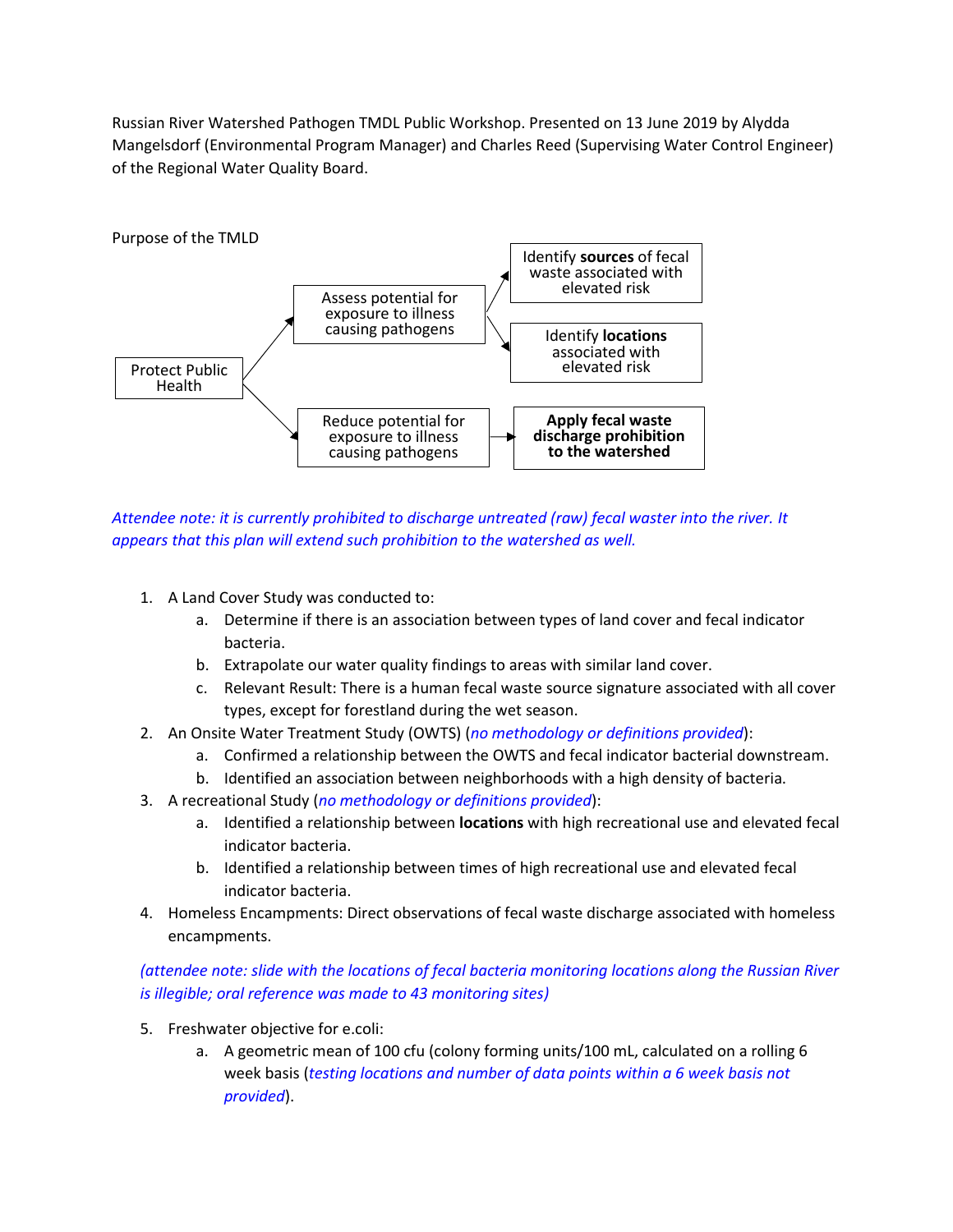Russian River Watershed Pathogen TMDL Public Workshop. Presented on 13 June 2019 by Alydda Mangelsdorf (Environmental Program Manager) and Charles Reed (Supervising Water Control Engineer) of the Regional Water Quality Board.

Purpose of the TMLD

- Protect Public Health
  - Assess potential for exposure to illness causing pathogens
    - Identify **sources** of fecal waste associated with elevated risk
    - Identify **locations** associated with elevated risk
  - Reduce potential for exposure to illness causing pathogens
    - **Apply fecal waste discharge prohibition to the watershed**

*Attendee note: it is currently prohibited to discharge untreated (raw) fecal waster into the river. It appears that this plan will extend such prohibition to the watershed as well.*

1. A Land Cover Study was conducted to:
   a. Determine if there is an association between types of land cover and fecal indicator bacteria.
   b. Extrapolate our water quality findings to areas with similar land cover.
   c. Relevant Result: There is a human fecal waste source signature associated with all cover types, except for forestland during the wet season.
2. An Onsite Water Treatment Study (OWTS) (*no methodology or definitions provided*):
   a. Confirmed a relationship between the OWTS and fecal indicator bacterial downstream.
   b. Identified an association between neighborhoods with a high density of bacteria.
3. A recreational Study (*no methodology or definitions provided*):
   a. Identified a relationship between **locations** with high recreational use and elevated fecal indicator bacteria.
   b. Identified a relationship between times of high recreational use and elevated fecal indicator bacteria.
4. Homeless Encampments: Direct observations of fecal waste discharge associated with homeless encampments.

*(attendee note: slide with the locations of fecal bacteria monitoring locations along the Russian River is illegible; oral reference was made to 43 monitoring sites)*

5. Freshwater objective for e.coli:
   a. A geometric mean of 100 cfu (colony forming units/100 mL, calculated on a rolling 6 week basis (*testing locations and number of data points within a 6 week basis not provided*).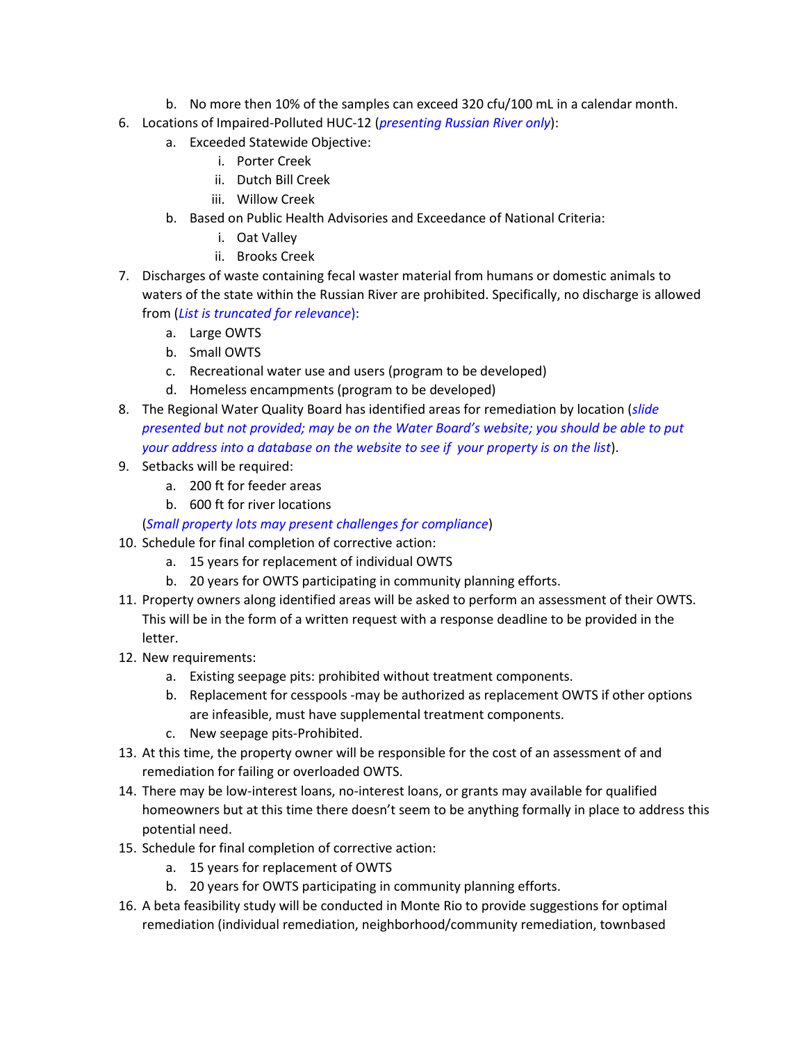b. No more then 10% of the samples can exceed 320 cfu/100 mL in a calendar month.

6. Locations of Impaired-Polluted HUC-12 (*presenting Russian River only*):
    a. Exceeded Statewide Objective:
        i. Porter Creek
        ii. Dutch Bill Creek
        iii. Willow Creek
    b. Based on Public Health Advisories and Exceedance of National Criteria:
        i. Oat Valley
        ii. Brooks Creek
7. Discharges of waste containing fecal waster material from humans or domestic animals to waters of the state within the Russian River are prohibited. Specifically, no discharge is allowed from (*List is truncated for relevance*):
    a. Large OWTS
    b. Small OWTS
    c. Recreational water use and users (program to be developed)
    d. Homeless encampments (program to be developed)
8. The Regional Water Quality Board has identified areas for remediation by location (*slide presented but not provided; may be on the Water Board's website; you should be able to put your address into a database on the website to see if your property is on the list*).
9. Setbacks will be required:
    a. 200 ft for feeder areas
    b. 600 ft for river locations

    (*Small property lots may present challenges for compliance*)
10. Schedule for final completion of corrective action:
    a. 15 years for replacement of individual OWTS
    b. 20 years for OWTS participating in community planning efforts.
11. Property owners along identified areas will be asked to perform an assessment of their OWTS. This will be in the form of a written request with a response deadline to be provided in the letter.
12. New requirements:
    a. Existing seepage pits: prohibited without treatment components.
    b. Replacement for cesspools -may be authorized as replacement OWTS if other options are infeasible, must have supplemental treatment components.
    c. New seepage pits-Prohibited.
13. At this time, the property owner will be responsible for the cost of an assessment of and remediation for failing or overloaded OWTS.
14. There may be low-interest loans, no-interest loans, or grants may available for qualified homeowners but at this time there doesn't seem to be anything formally in place to address this potential need.
15. Schedule for final completion of corrective action:
    a. 15 years for replacement of OWTS
    b. 20 years for OWTS participating in community planning efforts.
16. A beta feasibility study will be conducted in Monte Rio to provide suggestions for optimal remediation (individual remediation, neighborhood/community remediation, townbased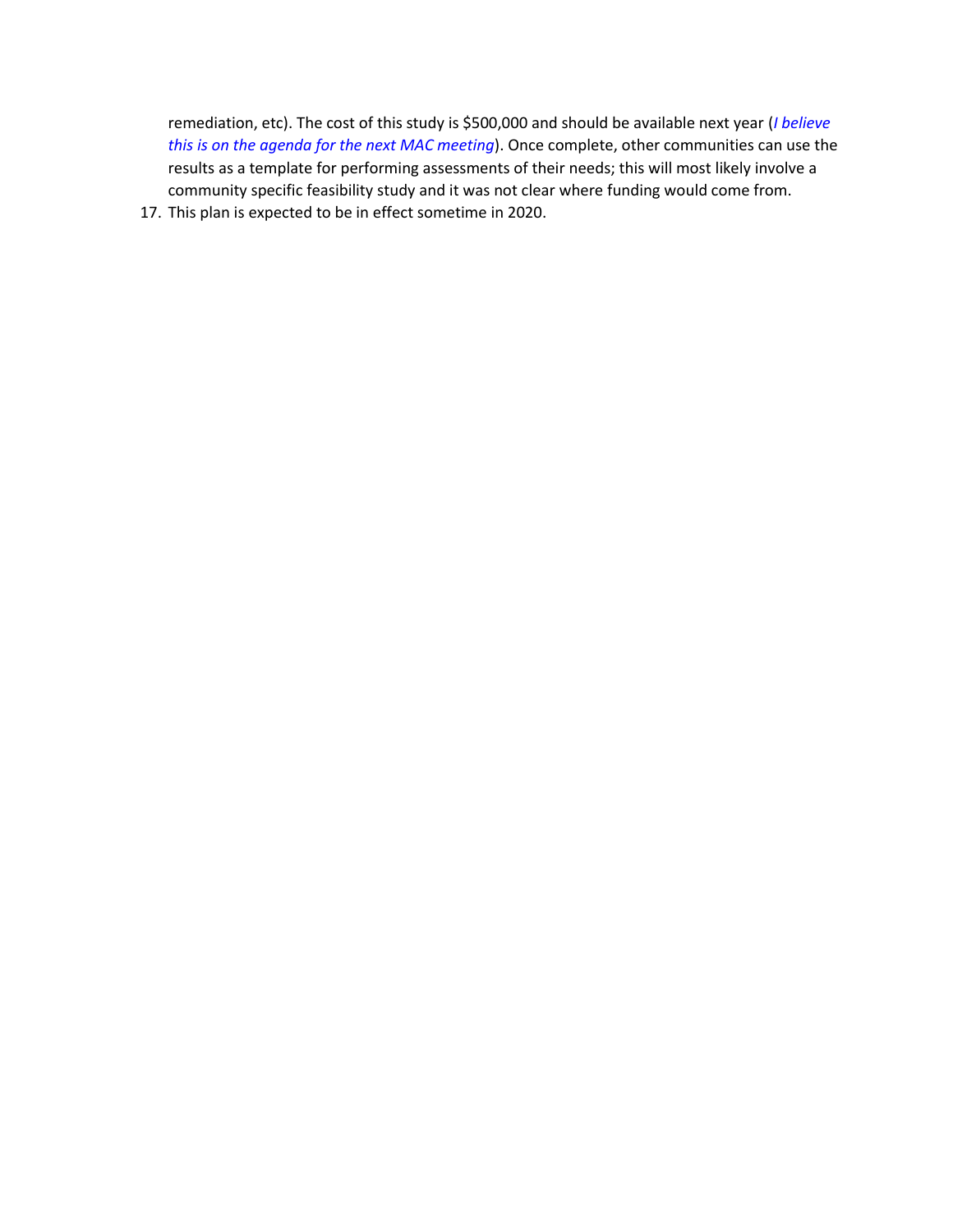remediation, etc). The cost of this study is $500,000 and should be available next year (*I believe this is on the agenda for the next MAC meeting*). Once complete, other communities can use the results as a template for performing assessments of their needs; this will most likely involve a community specific feasibility study and it was not clear where funding would come from.

17. This plan is expected to be in effect sometime in 2020.